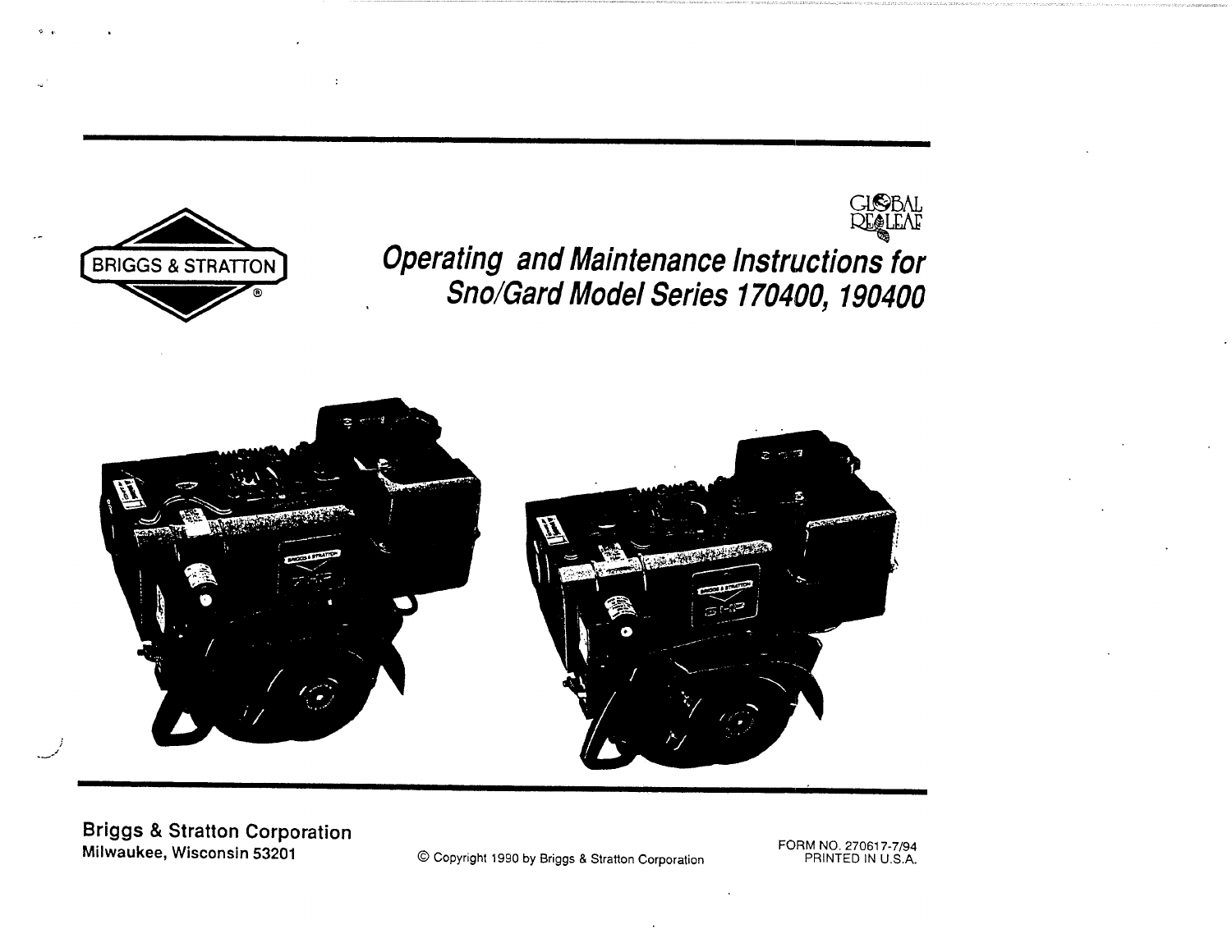BRIGGS & STRATTON®

GLOBAL RELEAF

# *Operating and Maintenance Instructions for Sno/Gard Model Series 170400, 190400*

Briggs & Stratton Corporation
Milwaukee, Wisconsin 53201

© Copyright 1990 by Briggs & Stratton Corporation

FORM NO. 270617-7/94
PRINTED IN U.S.A.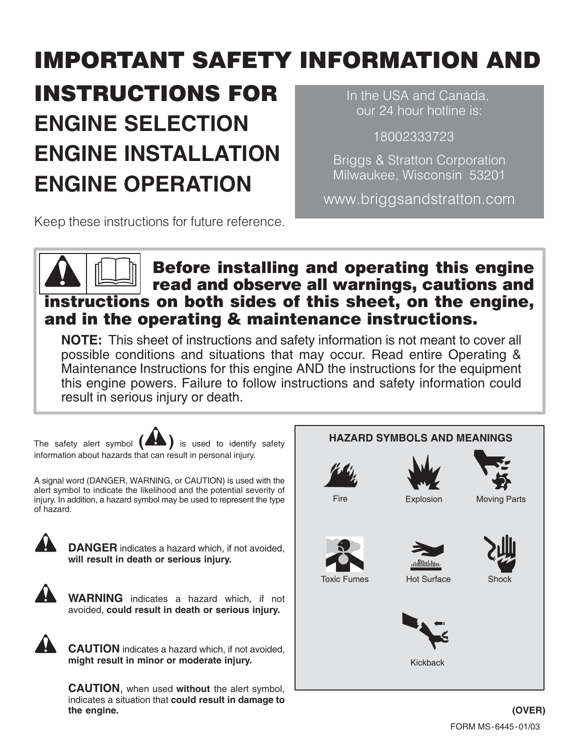# IMPORTANT SAFETY INFORMATION AND INSTRUCTIONS FOR

## ENGINE SELECTION
## ENGINE INSTALLATION
## ENGINE OPERATION

Keep these instructions for future reference.

In the USA and Canada, our 24 hour hotline is:

18002333723

Briggs & Stratton Corporation
Milwaukee, Wisconsin 53201

www.briggsandstratton.com

**Before installing and operating this engine read and observe all warnings, cautions and instructions on both sides of this sheet, on the engine, and in the operating & maintenance instructions.**

**NOTE:** This sheet of instructions and safety information is not meant to cover all possible conditions and situations that may occur. Read entire Operating & Maintenance Instructions for this engine AND the instructions for the equipment this engine powers. Failure to follow instructions and safety information could result in serious injury or death.

The safety alert symbol ( ) is used to identify safety information about hazards that can result in personal injury.

A signal word (DANGER, WARNING, or CAUTION) is used with the alert symbol to indicate the likelihood and the potential severity of injury. In addition, a hazard symbol may be used to represent the type of hazard.

**DANGER** indicates a hazard which, if not avoided, **will result in death or serious injury.**

**WARNING** indicates a hazard which, if not avoided, **could result in death or serious injury.**

**CAUTION** indicates a hazard which, if not avoided, **might result in minor or moderate injury.**

**CAUTION**, when used **without** the alert symbol, indicates a situation that **could result in damage to the engine.**

**HAZARD SYMBOLS AND MEANINGS**

Fire

Explosion

Moving Parts

Toxic Fumes

Hot Surface

Shock

Kickback

**(OVER)**

FORM MS-6445-01/03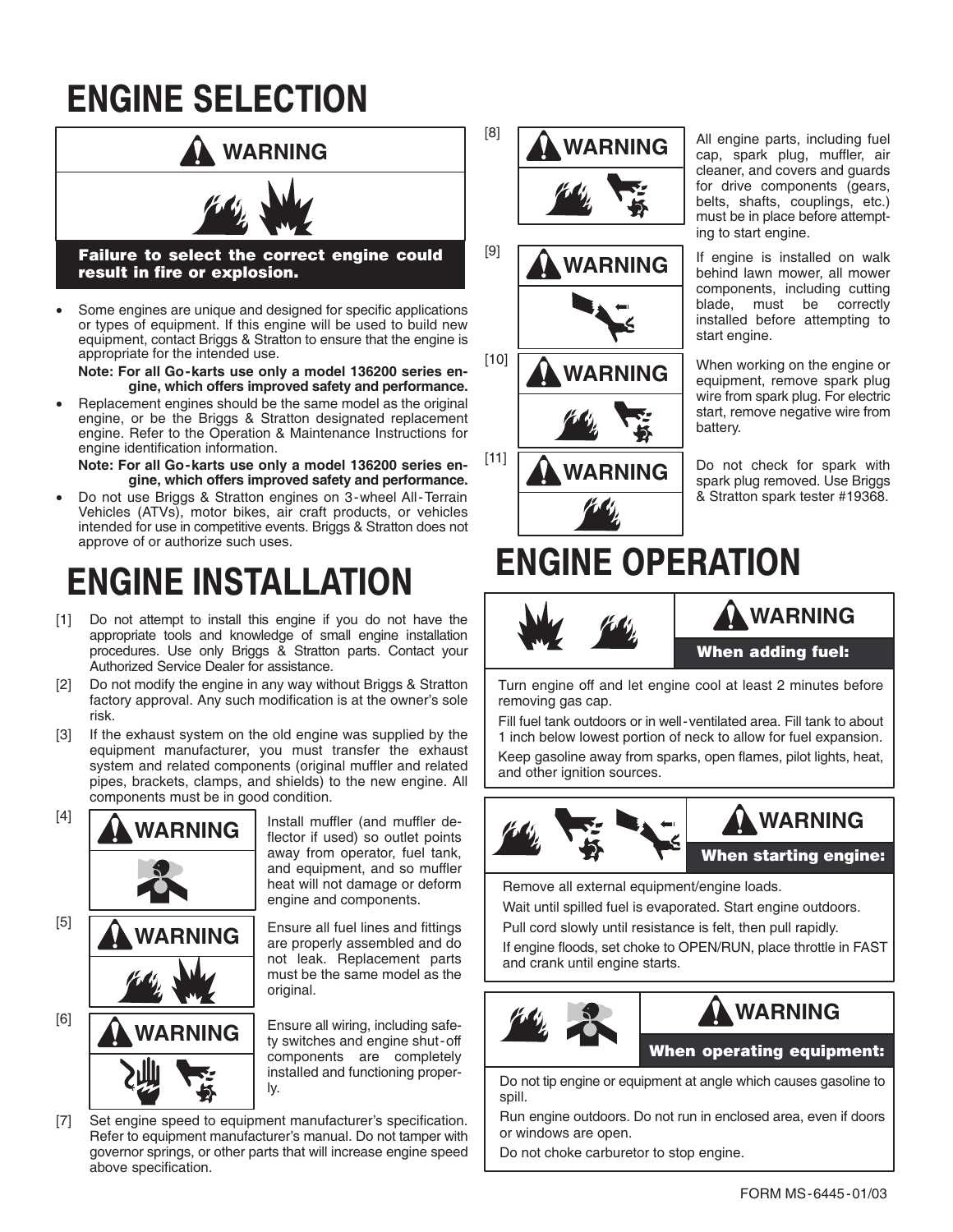# ENGINE SELECTION

**⚠ WARNING**

**Failure to select the correct engine could result in fire or explosion.**

- Some engines are unique and designed for specific applications or types of equipment. If this engine will be used to build new equipment, contact Briggs & Stratton to ensure that the engine is appropriate for the intended use.

  **Note: For all Go-karts use only a model 136200 series engine, which offers improved safety and performance.**
- Replacement engines should be the same model as the original engine, or be the Briggs & Stratton designated replacement engine. Refer to the Operation & Maintenance Instructions for engine identification information.

  **Note: For all Go-karts use only a model 136200 series engine, which offers improved safety and performance.**
- Do not use Briggs & Stratton engines on 3-wheel All-Terrain Vehicles (ATVs), motor bikes, air craft products, or vehicles intended for use in competitive events. Briggs & Stratton does not approve of or authorize such uses.

# ENGINE INSTALLATION

[1] Do not attempt to install this engine if you do not have the appropriate tools and knowledge of small engine installation procedures. Use only Briggs & Stratton parts. Contact your Authorized Service Dealer for assistance.

[2] Do not modify the engine in any way without Briggs & Stratton factory approval. Any such modification is at the owner's sole risk.

[3] If the exhaust system on the old engine was supplied by the equipment manufacturer, you must transfer the exhaust system and related components (original muffler and related pipes, brackets, clamps, and shields) to the new engine. All components must be in good condition.

[4] **⚠ WARNING** Install muffler (and muffler deflector if used) so outlet points away from operator, fuel tank, and equipment, and so muffler heat will not damage or deform engine and components.

[5] **⚠ WARNING** Ensure all fuel lines and fittings are properly assembled and do not leak. Replacement parts must be the same model as the original.

[6] **⚠ WARNING** Ensure all wiring, including safety switches and engine shut-off components are completely installed and functioning properly.

[7] Set engine speed to equipment manufacturer's specification. Refer to equipment manufacturer's manual. Do not tamper with governor springs, or other parts that will increase engine speed above specification.

[8] **⚠ WARNING** All engine parts, including fuel cap, spark plug, muffler, air cleaner, and covers and guards for drive components (gears, belts, shafts, couplings, etc.) must be in place before attempting to start engine.

[9] **⚠ WARNING** If engine is installed on walk behind lawn mower, all mower components, including cutting blade, must be correctly installed before attempting to start engine.

[10] **⚠ WARNING** When working on the engine or equipment, remove spark plug wire from spark plug. For electric start, remove negative wire from battery.

[11] **⚠ WARNING** Do not check for spark with spark plug removed. Use Briggs & Stratton spark tester #19368.

# ENGINE OPERATION

**⚠ WARNING**

**When adding fuel:**

Turn engine off and let engine cool at least 2 minutes before removing gas cap.

Fill fuel tank outdoors or in well-ventilated area. Fill tank to about 1 inch below lowest portion of neck to allow for fuel expansion.

Keep gasoline away from sparks, open flames, pilot lights, heat, and other ignition sources.

**⚠ WARNING**

**When starting engine:**

Remove all external equipment/engine loads.

Wait until spilled fuel is evaporated. Start engine outdoors.

Pull cord slowly until resistance is felt, then pull rapidly.

If engine floods, set choke to OPEN/RUN, place throttle in FAST and crank until engine starts.

**⚠ WARNING**

**When operating equipment:**

Do not tip engine or equipment at angle which causes gasoline to spill.

Run engine outdoors. Do not run in enclosed area, even if doors or windows are open.

Do not choke carburetor to stop engine.

FORM MS-6445-01/03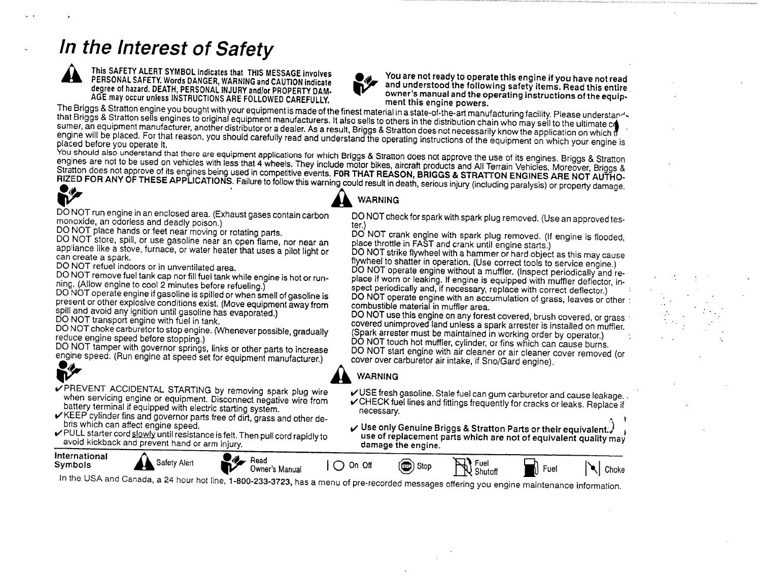# In the Interest of Safety

**This SAFETY ALERT SYMBOL indicates that THIS MESSAGE involves PERSONAL SAFETY. Words DANGER, WARNING and CAUTION indicate degree of hazard. DEATH, PERSONAL INJURY and/or PROPERTY DAMAGE may occur unless INSTRUCTIONS ARE FOLLOWED CAREFULLY.**

**You are not ready to operate this engine if you have not read and understood the following safety items. Read this entire owner's manual and the operating instructions of the equipment this engine powers.**

The Briggs & Stratton engine you bought with your equipment is made of the finest material in a state-of-the-art manufacturing facility. Please understand that Briggs & Stratton sells engines to original equipment manufacturers. It also sells to others in the distribution chain who may sell to the ultimate consumer, an equipment manufacturer, another distributor or a dealer. As a result, Briggs & Stratton does not necessarily know the application on which the engine will be placed. For that reason, you should carefully read and understand the operating instructions of the equipment on which your engine is placed before you operate it.

You should also understand that there are equipment applications for which Briggs & Stratton does not approve the use of its engines. Briggs & Stratton engines are not to be used on vehicles with less that 4 wheels. They include motor bikes, aircraft products and All Terrain Vehicles. Moreover, Briggs & Stratton does not approve of its engines being used in competitive events. **FOR THAT REASON, BRIGGS & STRATTON ENGINES ARE NOT AUTHORIZED FOR ANY OF THESE APPLICATIONS.** Failure to follow this warning could result in death, serious injury (including paralysis) or property damage.

DO NOT run engine in an enclosed area. (Exhaust gases contain carbon monoxide, an odorless and deadly poison.)
DO NOT place hands or feet near moving or rotating parts.
DO NOT store, spill, or use gasoline near an open flame, nor near an appliance like a stove, furnace, or water heater that uses a pilot light or can create a spark.
DO NOT refuel indoors or in unventilated area.
DO NOT remove fuel tank cap nor fill fuel tank while engine is hot or running. (Allow engine to cool 2 minutes before refueling.)
DO NOT operate engine if gasoline is spilled or when smell of gasoline is present or other explosive conditions exist. (Move equipment away from spill and avoid any ignition until gasoline has evaporated.)
DO NOT transport engine with fuel in tank.
DO NOT choke carburetor to stop engine. (Whenever possible, gradually reduce engine speed before stopping.)
DO NOT tamper with governor springs, links or other parts to increase engine speed. (Run engine at speed set for equipment manufacturer.)

- ✔ PREVENT ACCIDENTAL STARTING by removing spark plug wire when servicing engine or equipment. Disconnect negative wire from battery terminal if equipped with electric starting system.
- ✔ KEEP cylinder fins and governor parts free of dirt, grass and other debris which can affect engine speed.
- ✔ PULL starter cord slowly until resistance is felt. Then pull cord rapidly to avoid kickback and prevent hand or arm injury.

**WARNING**

DO NOT check for spark with spark plug removed. (Use an approved tester.)
DO NOT crank engine with spark plug removed. (If engine is flooded, place throttle in FAST and crank until engine starts.)
DO NOT strike flywheel with a hammer or hard object as this may cause flywheel to shatter in operation. (Use correct tools to service engine.)
DO NOT operate engine without a muffler. (Inspect periodically and replace if worn or leaking. If engine is equipped with muffler deflector, inspect periodically and, if necessary, replace with correct deflector.)
DO NOT operate engine with an accumulation of grass, leaves or other combustible material in muffler area.
DO NOT use this engine on any forest covered, brush covered, or grass covered unimproved land unless a spark arrester is installed on muffler. (Spark arrester must be maintained in working order by operator.)
DO NOT touch hot muffler, cylinder, or fins which can cause burns.
DO NOT start engine with air cleaner or air cleaner cover removed (or cover over carburetor air intake, if Sno/Gard engine).

**WARNING**

- ✔ USE fresh gasoline. Stale fuel can gum carburetor and cause leakage.
- ✔ CHECK fuel lines and fittings frequently for cracks or leaks. Replace if necessary.
- ✔ **Use only Genuine Briggs & Stratton Parts or their equivalent. Use of replacement parts which are not of equivalent quality may damage the engine.**

**International Symbols** — Safety Alert | Read Owner's Manual | On Off | Stop | Fuel Shutoff | Fuel | Choke

In the USA and Canada, a 24 hour hot line, **1-800-233-3723**, has a menu of pre-recorded messages offering you engine maintenance information.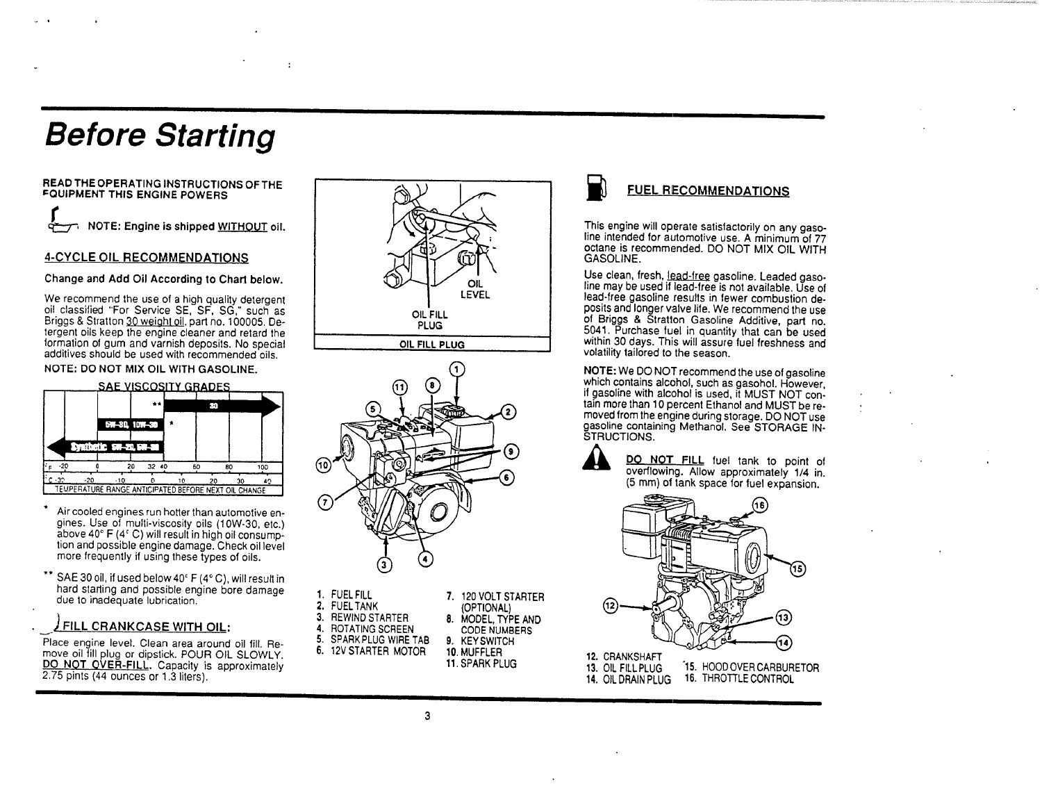# Before Starting

**READ THE OPERATING INSTRUCTIONS OF THE EQUIPMENT THIS ENGINE POWERS**

**NOTE: Engine is shipped WITHOUT oil.**

## 4-CYCLE OIL RECOMMENDATIONS

**Change and Add Oil According to Chart below.**

We recommend the use of a high quality detergent oil classified "For Service SE, SF, SG," such as Briggs & Stratton 30 weight oil, part no. 100005. Detergent oils keep the engine cleaner and retard the formation of gum and varnish deposits. No special additives should be used with recommended oils.

**NOTE: DO NOT MIX OIL WITH GASOLINE.**

SAE VISCOSITY GRADES

| Grade | Range |
|---|---|
| 30 ** | above 40°F (4°C) |
| 5W-30, 10W-30 * | |
| Synthetic 5W-20, 5W-30 | |

°F: -20, 0, 20, 32, 40, 60, 80, 100
°C: -30, -20, -10, 0, 10, 20, 30, 40

TEMPERATURE RANGE ANTICIPATED BEFORE NEXT OIL CHANGE

\* Air cooled engines run hotter than automotive engines. Use of multi-viscosity oils (10W-30, etc.) above 40° F (4° C) will result in high oil consumption and possible engine damage. Check oil level more frequently if using these types of oils.

\*\* SAE 30 oil, if used below 40° F (4° C), will result in hard starting and possible engine bore damage due to inadequate lubrication.

## FILL CRANKCASE WITH OIL:

Place engine level. Clean area around oil fill. Remove oil fill plug or dipstick. POUR OIL SLOWLY. DO NOT OVER-FILL. Capacity is approximately 2.75 pints (44 ounces or 1.3 liters).

OIL FILL PLUG

OIL LEVEL

OIL FILL PLUG

1. FUEL FILL
2. FUEL TANK
3. REWIND STARTER
4. ROTATING SCREEN
5. SPARK PLUG WIRE TAB
6. 12V STARTER MOTOR
7. 120 VOLT STARTER (OPTIONAL)
8. MODEL, TYPE AND CODE NUMBERS
9. KEY SWITCH
10. MUFFLER
11. SPARK PLUG

## FUEL RECOMMENDATIONS

This engine will operate satisfactorily on any gasoline intended for automotive use. A minimum of 77 octane is recommended. DO NOT MIX OIL WITH GASOLINE.

Use clean, fresh, lead-free gasoline. Leaded gasoline may be used if lead-free is not available. Use of lead-free gasoline results in fewer combustion deposits and longer valve life. We recommend the use of Briggs & Stratton Gasoline Additive, part no. 5041. Purchase fuel in quantity that can be used within 30 days. This will assure fuel freshness and volatility tailored to the season.

**NOTE:** We DO NOT recommend the use of gasoline which contains alcohol, such as gasohol. However, if gasoline with alcohol is used, it MUST NOT contain more than 10 percent Ethanol and MUST be removed from the engine during storage. DO NOT use gasoline containing Methanol. See STORAGE INSTRUCTIONS.

DO NOT FILL fuel tank to point of overflowing. Allow approximately 1/4 in. (5 mm) of tank space for fuel expansion.

12. CRANKSHAFT
13. OIL FILL PLUG
14. OIL DRAIN PLUG
15. HOOD OVER CARBURETOR
16. THROTTLE CONTROL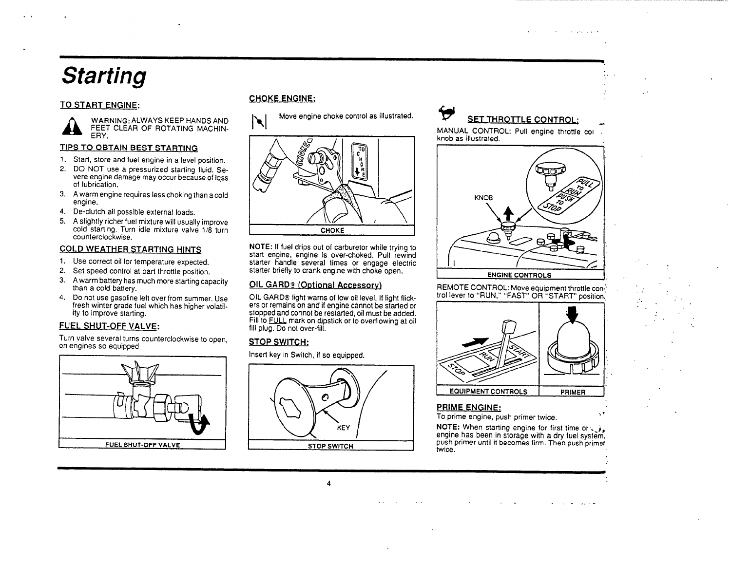# Starting

## TO START ENGINE:

WARNING: ALWAYS KEEP HANDS AND FEET CLEAR OF ROTATING MACHINERY.

### TIPS TO OBTAIN BEST STARTING

1. Start, store and fuel engine in a level position.
2. DO NOT use a pressurized starting fluid. Severe engine damage may occur because of loss of lubrication.
3. A warm engine requires less choking than a cold engine.
4. De-clutch all possible external loads.
5. A slightly richer fuel mixture will usually improve cold starting. Turn idle mixture valve 1/8 turn counterclockwise.

### COLD WEATHER STARTING HINTS

1. Use correct oil for temperature expected.
2. Set speed control at part throttle position.
3. A warm battery has much more starting capacity than a cold battery.
4. Do not use gasoline left over from summer. Use fresh winter grade fuel which has higher volatility to improve starting.

### FUEL SHUT-OFF VALVE:

Turn valve several turns counterclockwise to open, on engines so equipped

FUEL SHUT-OFF VALVE

### CHOKE ENGINE:

Move engine choke control as illustrated.

CHOKE

**NOTE:** If fuel drips out of carburetor while trying to start engine, engine is over-choked. Pull rewind starter handle several times or engage electric starter briefly to crank engine with choke open.

### OIL GARD® (Optional Accessory)

OIL GARD® light warns of low oil level. If light flickers or remains on and if engine cannot be started or stopped and connot be restarted, oil must be added. Fill to FULL mark on dipstick or to overflowing at oil fill plug. Do not over-fill.

### STOP SWITCH:

Insert key in Switch, if so equipped.

KEY

STOP SWITCH

### SET THROTTLE CONTROL:

MANUAL CONTROL: Pull engine throttle control knob as illustrated.

KNOB

PULL TO RUN PUSH TO STOP

ENGINE CONTROLS

REMOTE CONTROL: Move equipment throttle control lever to "RUN," "FAST" OR "START" position.

EQUIPMENT CONTROLS | PRIMER

### PRIME ENGINE:

To prime engine, push primer twice.

**NOTE:** When starting engine for first time or engine has been in storage with a dry fuel system, push primer until it becomes firm. Then push primer twice.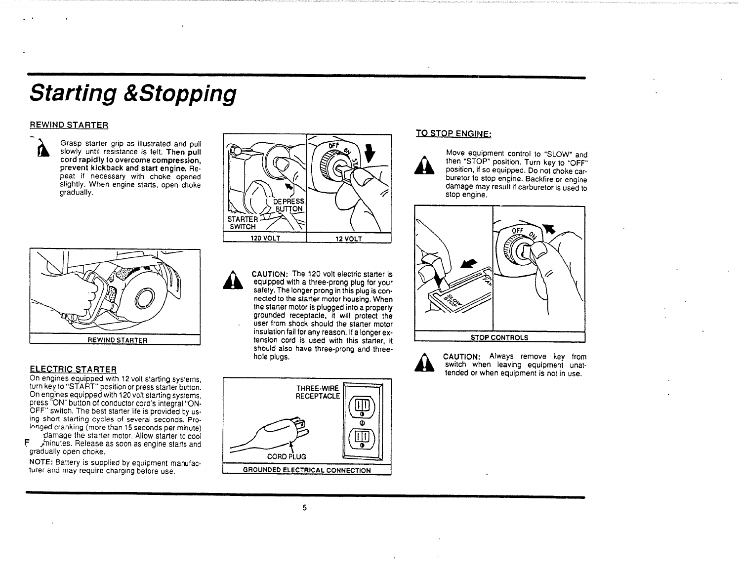# Starting & Stopping

## REWIND STARTER

Grasp starter grip as illustrated and pull slowly until resistance is felt. **Then pull cord rapidly to overcome compression, prevent kickback and start engine.** Repeat if necessary with choke opened slightly. When engine starts, open choke gradually.

REWIND STARTER

## ELECTRIC STARTER

On engines equipped with 12 volt starting systems, turn key to "START" position or press starter button. On engines equipped with 120 volt starting systems, press "ON" button of conductor cord's integral "ON-OFF" switch. The best starter life is provided by using short starting cycles of several seconds. Prolonged cranking (more than 15 seconds per minute) damage the starter motor. Allow starter to cool minutes. Release as soon as engine starts and gradually open choke.

NOTE: Battery is supplied by equipment manufacturer and may require charging before use.

DEPRESS BUTTON
STARTER SWITCH

120 VOLT | 12 VOLT

CAUTION: The 120 volt electric starter is equipped with a three-prong plug for your safety. The longer prong in this plug is connected to the starter motor housing. When the starter motor is plugged into a properly grounded receptacle, it will protect the user from shock should the starter motor insulation fail for any reason. If a longer extension cord is used with this starter, it should also have three-prong and three-hole plugs.

THREE-WIRE RECEPTACLE
CORD PLUG

GROUNDED ELECTRICAL CONNECTION

## TO STOP ENGINE:

Move equipment control to "SLOW" and then "STOP" position. Turn key to "OFF" position, if so equipped. Do not choke carburetor to stop engine. Backfire or engine damage may result if carburetor is used to stop engine.

STOP CONTROLS

CAUTION: Always remove key from switch when leaving equipment unattended or when equipment is not in use.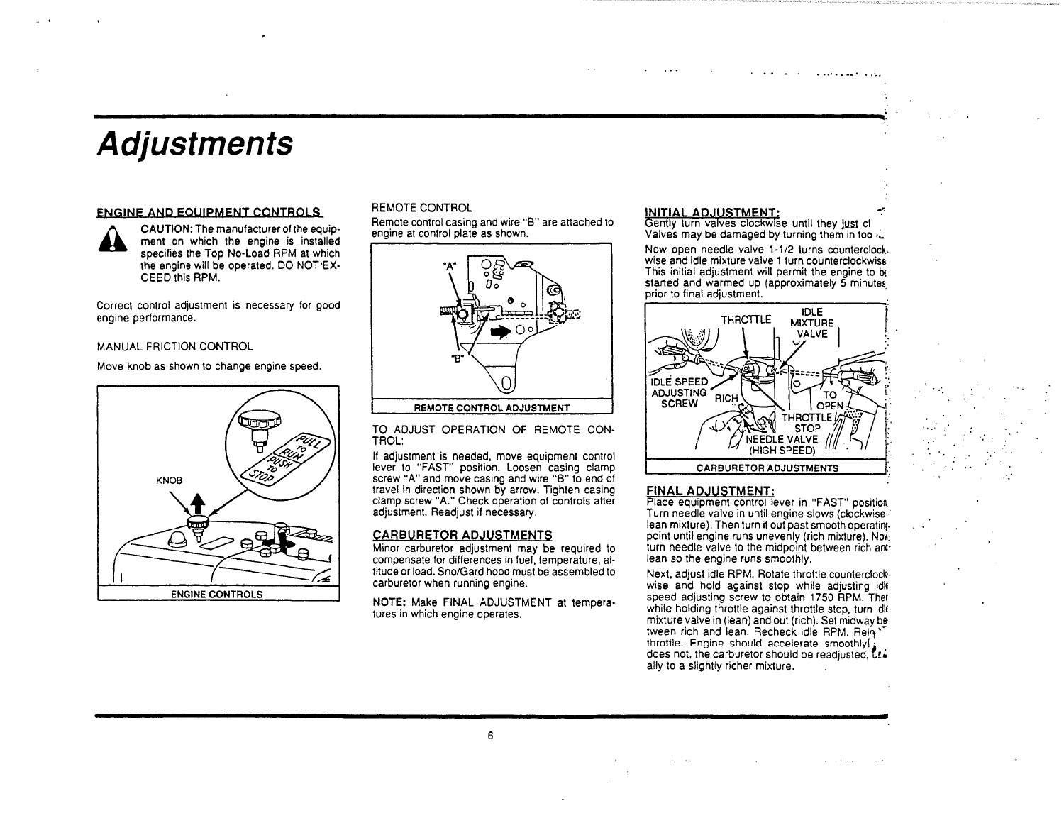# Adjustments

## ENGINE AND EQUIPMENT CONTROLS

**CAUTION:** The manufacturer of the equipment on which the engine is installed specifies the Top No-Load RPM at which the engine will be operated. DO NOT EXCEED this RPM.

Correct control adjustment is necessary for good engine performance.

MANUAL FRICTION CONTROL

Move knob as shown to change engine speed.

KNOB

PULL TO RUN

PUSH TO STOP

ENGINE CONTROLS

REMOTE CONTROL

Remote control casing and wire "B" are attached to engine at control plate as shown.

"A"

"B"

REMOTE CONTROL ADJUSTMENT

TO ADJUST OPERATION OF REMOTE CONTROL:

If adjustment is needed, move equipment control lever to "FAST" position. Loosen casing clamp screw "A" and move casing and wire "B" to end of travel in direction shown by arrow. Tighten casing clamp screw "A." Check operation of controls after adjustment. Readjust if necessary.

## CARBURETOR ADJUSTMENTS

Minor carburetor adjustment may be required to compensate for differences in fuel, temperature, altitude or load. Sno/Gard hood must be assembled to carburetor when running engine.

**NOTE:** Make FINAL ADJUSTMENT at temperatures in which engine operates.

## INITIAL ADJUSTMENT:

Gently turn valves clockwise until they just cl... Valves may be damaged by turning them in too ...

Now open needle valve 1-1/2 turns counterclockwise and idle mixture valve 1 turn counterclockwise. This initial adjustment will permit the engine to be started and warmed up (approximately 5 minutes) prior to final adjustment.

THROTTLE

IDLE MIXTURE VALVE

IDLE SPEED ADJUSTING SCREW

RICH

TO OPEN

THROTTLE STOP

NEEDLE VALVE (HIGH SPEED)

CARBURETOR ADJUSTMENTS

## FINAL ADJUSTMENT:

Place equipment control lever in "FAST" position. Turn needle valve in until engine slows (clockwise-lean mixture). Then turn it out past smooth operating point until engine runs unevenly (rich mixture). Now turn needle valve to the midpoint between rich and lean so the engine runs smoothly.

Next, adjust idle RPM. Rotate throttle counterclockwise and hold against stop while adjusting idle speed adjusting screw to obtain 1750 RPM. Then while holding throttle against throttle stop, turn idle mixture valve in (lean) and out (rich). Set midway between rich and lean. Recheck idle RPM. Release throttle. Engine should accelerate smoothly. If it does not, the carburetor should be readjusted, usually to a slightly richer mixture.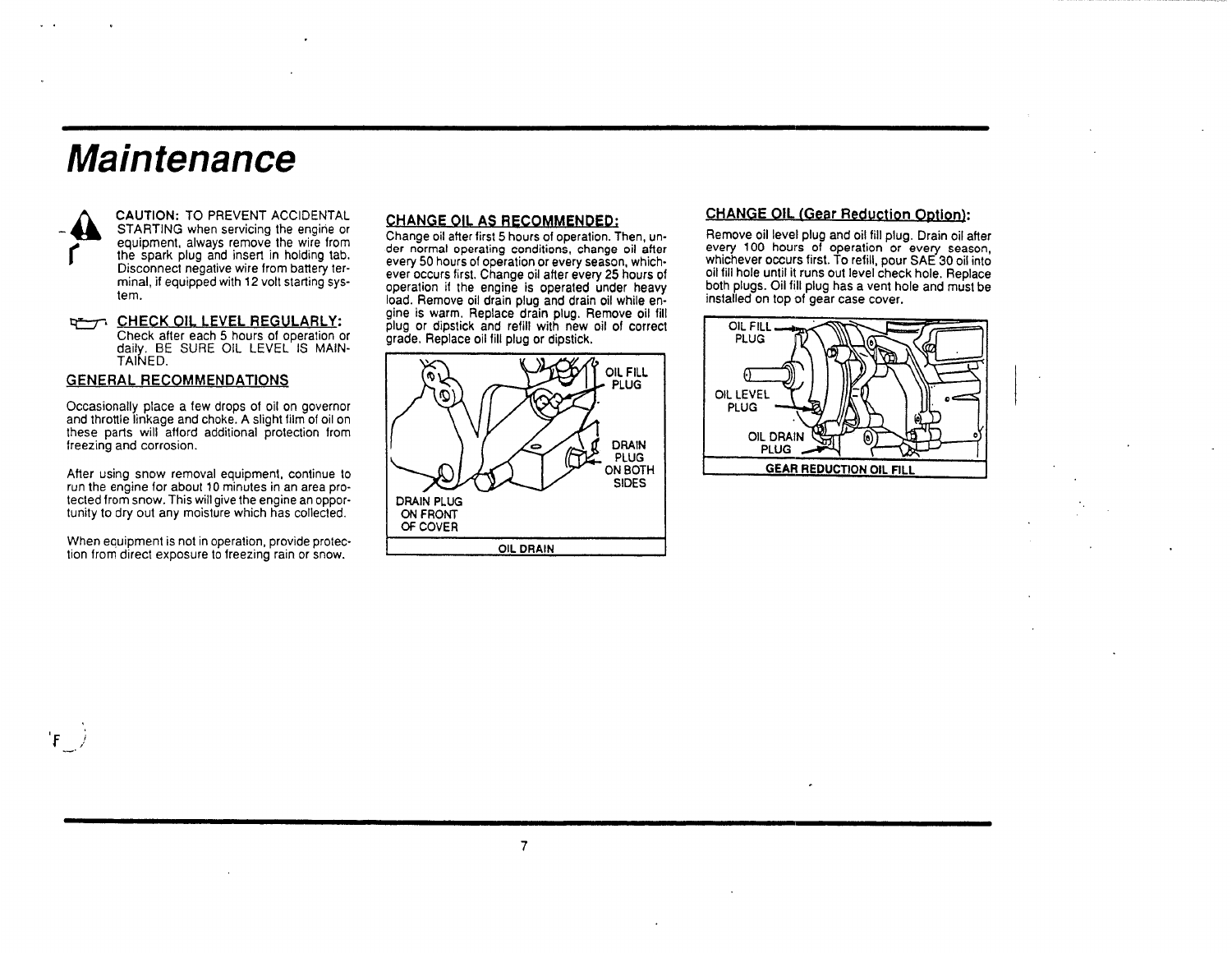# Maintenance

CAUTION: TO PREVENT ACCIDENTAL STARTING when servicing the engine or equipment, always remove the wire from the spark plug and insert in holding tab. Disconnect negative wire from battery terminal, if equipped with 12 volt starting system.

## CHECK OIL LEVEL REGULARLY:

Check after each 5 hours of operation or daily. BE SURE OIL LEVEL IS MAINTAINED.

## GENERAL RECOMMENDATIONS

Occasionally place a few drops of oil on governor and throttle linkage and choke. A slight film of oil on these parts will afford additional protection from freezing and corrosion.

After using snow removal equipment, continue to run the engine for about 10 minutes in an area protected from snow. This will give the engine an opportunity to dry out any moisture which has collected.

When equipment is not in operation, provide protection from direct exposure to freezing rain or snow.

## CHANGE OIL AS RECOMMENDED:

Change oil after first 5 hours of operation. Then, under normal operating conditions, change oil after every 50 hours of operation or every season, whichever occurs first. Change oil after every 25 hours of operation if the engine is operated under heavy load. Remove oil drain plug and drain oil while engine is warm. Replace drain plug. Remove oil fill plug or dipstick and refill with new oil of correct grade. Replace oil fill plug or dipstick.

OIL FILL PLUG

DRAIN PLUG ON BOTH SIDES

DRAIN PLUG ON FRONT OF COVER

OIL DRAIN

## CHANGE OIL (Gear Reduction Option):

Remove oil level plug and oil fill plug. Drain oil after every 100 hours of operation or every season, whichever occurs first. To refill, pour SAE 30 oil into oil fill hole until it runs out level check hole. Replace both plugs. Oil fill plug has a vent hole and must be installed on top of gear case cover.

OIL FILL PLUG

OIL LEVEL PLUG

OIL DRAIN PLUG

GEAR REDUCTION OIL FILL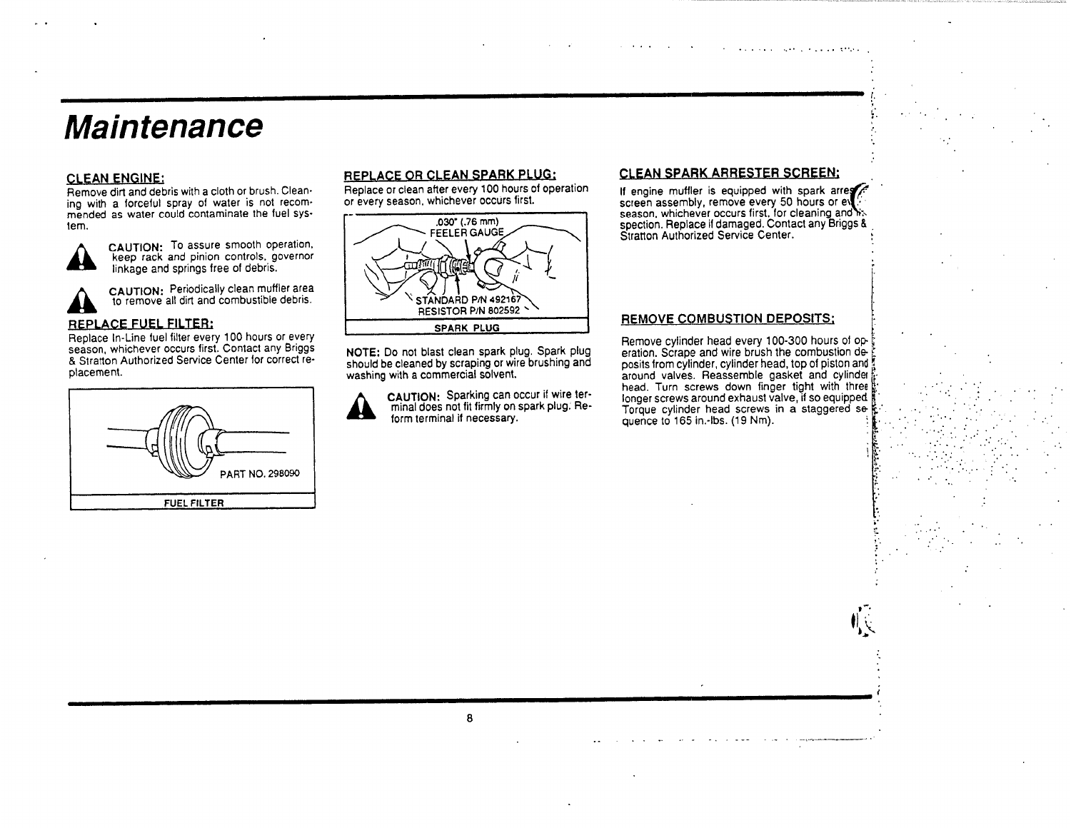# Maintenance

### CLEAN ENGINE:

Remove dirt and debris with a cloth or brush. Cleaning with a forceful spray of water is not recommended as water could contaminate the fuel system.

**CAUTION:** To assure smooth operation, keep rack and pinion controls, governor linkage and springs free of debris.

**CAUTION:** Periodically clean muffler area to remove all dirt and combustible debris.

### REPLACE FUEL FILTER:

Replace In-Line fuel filter every 100 hours or every season, whichever occurs first. Contact any Briggs & Stratton Authorized Service Center for correct replacement.

PART NO. 298090

FUEL FILTER

### REPLACE OR CLEAN SPARK PLUG:

Replace or clean after every 100 hours of operation or every season, whichever occurs first.

.030" (.76 mm) FEELER GAUGE

STANDARD P/N 492167
RESISTOR P/N 802592

SPARK PLUG

**NOTE:** Do not blast clean spark plug. Spark plug should be cleaned by scraping or wire brushing and washing with a commercial solvent.

**CAUTION:** Sparking can occur if wire terminal does not fit firmly on spark plug. Reform terminal if necessary.

### CLEAN SPARK ARRESTER SCREEN:

If engine muffler is equipped with spark arrester screen assembly, remove every 50 hours or every season, whichever occurs first, for cleaning and inspection. Replace if damaged. Contact any Briggs & Stratton Authorized Service Center.

### REMOVE COMBUSTION DEPOSITS:

Remove cylinder head every 100-300 hours of operation. Scrape and wire brush the combustion deposits from cylinder, cylinder head, top of piston and around valves. Reassemble gasket and cylinder head. Turn screws down finger tight with three longer screws around exhaust valve, if so equipped. Torque cylinder head screws in a staggered sequence to 165 in.-lbs. (19 Nm).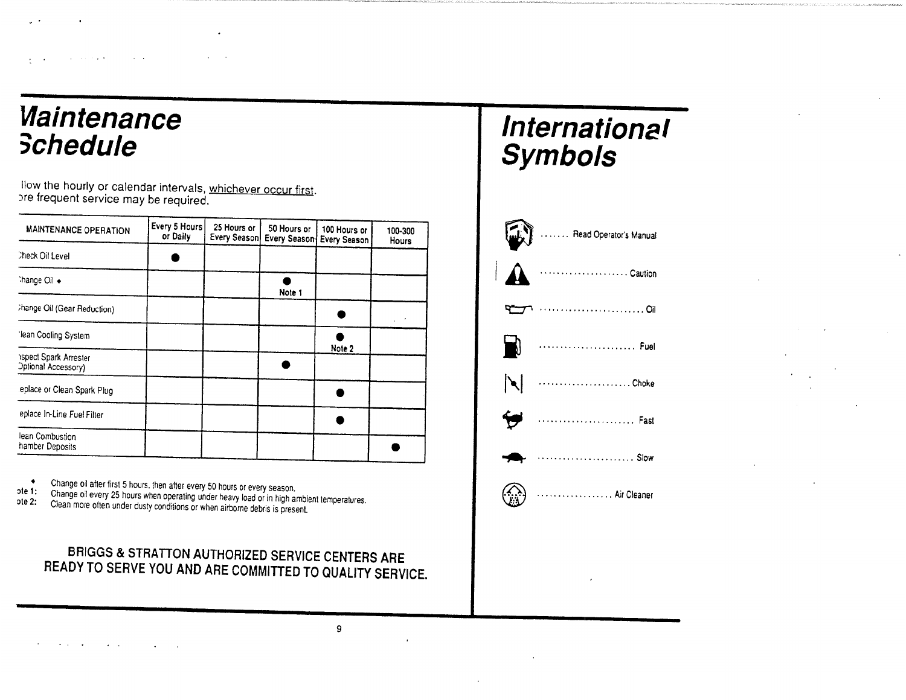# Maintenance Schedule

llow the hourly or calendar intervals, whichever occur first.
ore frequent service may be required.

| MAINTENANCE OPERATION | Every 5 Hours or Daily | 25 Hours or Every Season | 50 Hours or Every Season | 100 Hours or Every Season | 100-300 Hours |
|---|---|---|---|---|---|
| Check Oil Level | ● | | | | |
| Change Oil ♦ | | | ● Note 1 | | |
| Change Oil (Gear Reduction) | | | | ● | |
| Clean Cooling System | | | | ● Note 2 | |
| Inspect Spark Arrester (Optional Accessory) | | | ● | | |
| Replace or Clean Spark Plug | | | | ● | |
| Replace In-Line Fuel Filter | | | | ● | |
| Clean Combustion Chamber Deposits | | | | | ● |

♦ Change oil after first 5 hours, then after every 50 hours or every season.
Note 1: Change oil every 25 hours when operating under heavy load or in high ambient temperatures.
Note 2: Clean more often under dusty conditions or when airborne debris is present.

**BRIGGS & STRATTON AUTHORIZED SERVICE CENTERS ARE READY TO SERVE YOU AND ARE COMMITTED TO QUALITY SERVICE.**

# International Symbols

....... Read Operator's Manual

..................... Caution

......................... Oil

....................... Fuel

...................... Choke

....................... Fast

....................... Slow

................. Air Cleaner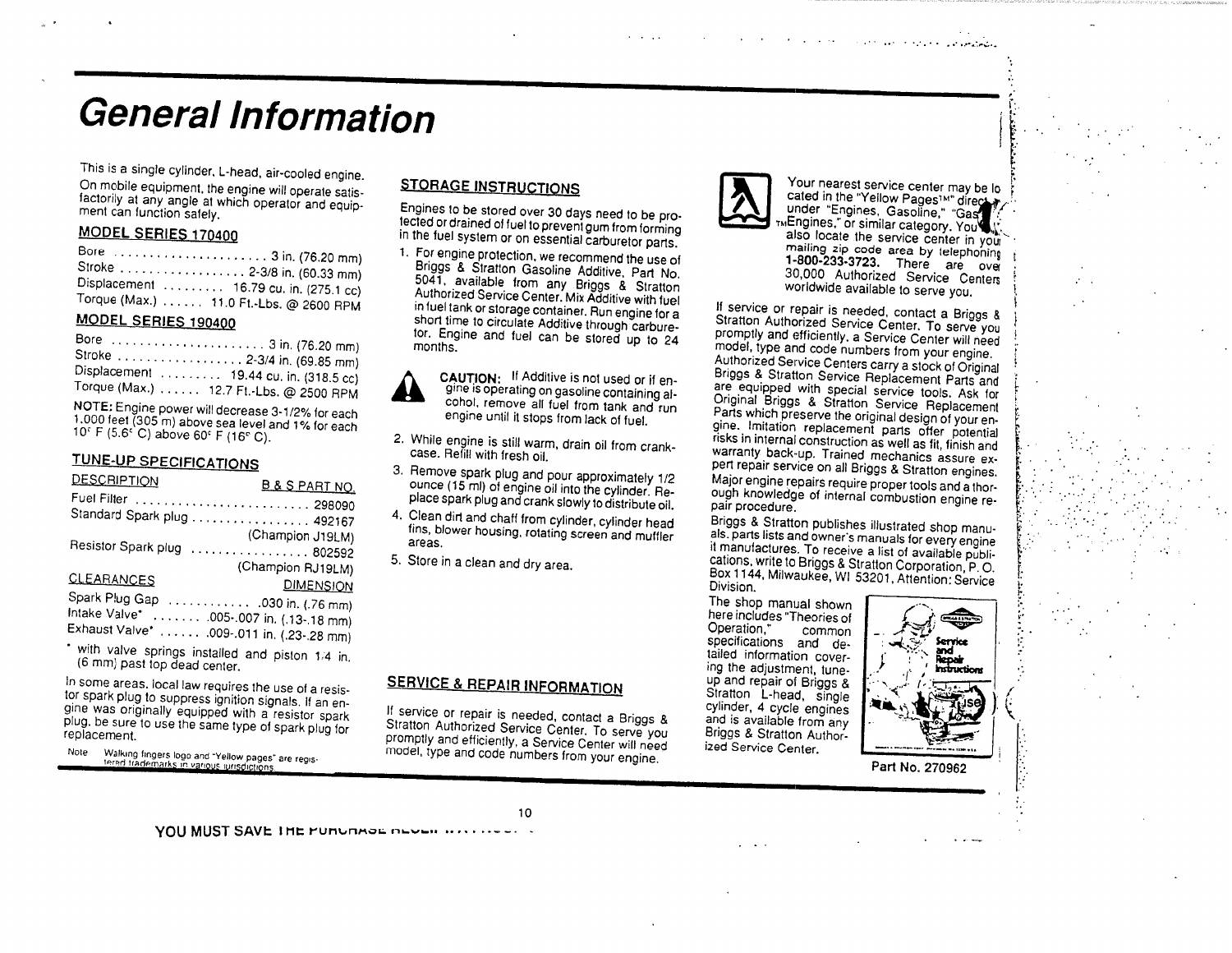# General Information

This is a single cylinder, L-head, air-cooled engine.

On mobile equipment, the engine will operate satisfactorily at any angle at which operator and equipment can function safely.

## MODEL SERIES 170400

Bore ...................... 3 in. (76.20 mm)
Stroke .................. 2-3/8 in. (60.33 mm)
Displacement ......... 16.79 cu. in. (275.1 cc)
Torque (Max.) ...... 11.0 Ft.-Lbs. @ 2600 RPM

## MODEL SERIES 190400

Bore ...................... 3 in. (76.20 mm)
Stroke .................. 2-3/4 in. (69.85 mm)
Displacement ......... 19.44 cu. in. (318.5 cc)
Torque (Max.) ...... 12.7 Ft.-Lbs. @ 2500 RPM

NOTE: Engine power will decrease 3-1/2% for each 1,000 feet (305 m) above sea level and 1% for each 10° F (5.6° C) above 60° F (16° C).

## TUNE-UP SPECIFICATIONS

| DESCRIPTION | B & S PART NO. |
|---|---|
| Fuel Filter | 298090 |
| Standard Spark plug | 492167 (Champion J19LM) |
| Resistor Spark plug | 802592 (Champion RJ19LM) |

| CLEARANCES | DIMENSION |
|---|---|
| Spark Plug Gap | .030 in. (.76 mm) |
| Intake Valve* | .005-.007 in. (.13-.18 mm) |
| Exhaust Valve* | .009-.011 in. (.23-.28 mm) |

* with valve springs installed and piston 1/4 in. (6 mm) past top dead center.

In some areas, local law requires the use of a resistor spark plug to suppress ignition signals. If an engine was originally equipped with a resistor spark plug, be sure to use the same type of spark plug for replacement.

Note Walking fingers logo and "Yellow pages" are registered trademarks in various jurisdictions.

## STORAGE INSTRUCTIONS

Engines to be stored over 30 days need to be protected or drained of fuel to prevent gum from forming in the fuel system or on essential carburetor parts.

1. For engine protection, we recommend the use of Briggs & Stratton Gasoline Additive, Part No. 5041, available from any Briggs & Stratton Authorized Service Center. Mix Additive with fuel in fuel tank or storage container. Run engine for a short time to circulate Additive through carburetor. Engine and fuel can be stored up to 24 months.

**CAUTION:** If Additive is not used or if engine is operating on gasoline containing alcohol, remove all fuel from tank and run engine until it stops from lack of fuel.

2. While engine is still warm, drain oil from crankcase. Refill with fresh oil.
3. Remove spark plug and pour approximately 1/2 ounce (15 ml) of engine oil into the cylinder. Replace spark plug and crank slowly to distribute oil.
4. Clean dirt and chaff from cylinder, cylinder head fins, blower housing, rotating screen and muffler areas.
5. Store in a clean and dry area.

## SERVICE & REPAIR INFORMATION

If service or repair is needed, contact a Briggs & Stratton Authorized Service Center. To serve you promptly and efficiently, a Service Center will need model, type and code numbers from your engine.

Your nearest service center may be located in the "Yellow Pages™" directory under "Engines, Gasoline," "Gas™ Engines," or similar category. You can also locate the service center in your mailing zip code area by telephoning **1-800-233-3723.** There are over 30,000 Authorized Service Centers worldwide available to serve you.

If service or repair is needed, contact a Briggs & Stratton Authorized Service Center. To serve you promptly and efficiently, a Service Center will need model, type and code numbers from your engine. Authorized Service Centers carry a stock of Original Briggs & Stratton Service Replacement Parts and are equipped with special service tools. Ask for Original Briggs & Stratton Service Replacement Parts which preserve the original design of your engine. Imitation replacement parts offer potential risks in internal construction as well as fit, finish and warranty back-up. Trained mechanics assure expert repair service on all Briggs & Stratton engines. Major engine repairs require proper tools and a thorough knowledge of internal combustion engine repair procedure.

Briggs & Stratton publishes illustrated shop manuals, parts lists and owner's manuals for every engine it manufactures. To receive a list of available publications, write to Briggs & Stratton Corporation, P. O. Box 1144, Milwaukee, WI 53201, Attention: Service Division.

The shop manual shown here includes "Theories of Operation," common specifications and detailed information covering the adjustment, tune-up and repair of Briggs & Stratton L-head, single cylinder, 4 cycle engines and is available from any Briggs & Stratton Authorized Service Center.

Part No. 270962

YOU MUST SAVE THE PURCHASE RECEIPT ...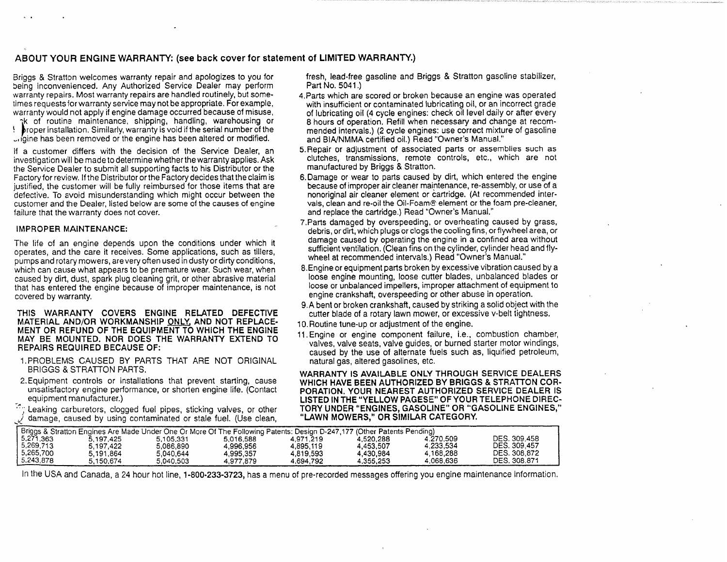## ABOUT YOUR ENGINE WARRANTY: (see back cover for statement of LIMITED WARRANTY.)

Briggs & Stratton welcomes warranty repair and apologizes to you for being inconvenienced. Any Authorized Service Dealer may perform warranty repairs. Most warranty repairs are handled routinely, but sometimes requests for warranty service may not be appropriate. For example, warranty would not apply if engine damage occurred because of misuse, lack of routine maintenance, shipping, handling, warehousing or improper installation. Similarly, warranty is void if the serial number of the engine has been removed or the engine has been altered or modified.

If a customer differs with the decision of the Service Dealer, an investigation will be made to determine whether the warranty applies. Ask the Service Dealer to submit all supporting facts to his Distributor or the Factory for review. If the Distributor or the Factory decides that the claim is justified, the customer will be fully reimbursed for those items that are defective. To avoid misunderstanding which might occur between the customer and the Dealer, listed below are some of the causes of engine failure that the warranty does not cover.

### IMPROPER MAINTENANCE:

The life of an engine depends upon the conditions under which it operates, and the care it receives. Some applications, such as tillers, pumps and rotary mowers, are very often used in dusty or dirty conditions, which can cause what appears to be premature wear. Such wear, when caused by dirt, dust, spark plug cleaning grit, or other abrasive material that has entered the engine because of improper maintenance, is not covered by warranty.

**THIS WARRANTY COVERS ENGINE RELATED DEFECTIVE MATERIAL AND/OR WORKMANSHIP ONLY, AND NOT REPLACEMENT OR REFUND OF THE EQUIPMENT TO WHICH THE ENGINE MAY BE MOUNTED. NOR DOES THE WARRANTY EXTEND TO REPAIRS REQUIRED BECAUSE OF:**

1. PROBLEMS CAUSED BY PARTS THAT ARE NOT ORIGINAL BRIGGS & STRATTON PARTS.
2. Equipment controls or installations that prevent starting, cause unsatisfactory engine performance, or shorten engine life. (Contact equipment manufacturer.)
3. Leaking carburetors, clogged fuel pipes, sticking valves, or other damage, caused by using contaminated or stale fuel. (Use clean, fresh, lead-free gasoline and Briggs & Stratton gasoline stabilizer, Part No. 5041.)
4. Parts which are scored or broken because an engine was operated with insufficient or contaminated lubricating oil, or an incorrect grade of lubricating oil (4 cycle engines: check oil level daily or after every 8 hours of operation. Refill when necessary and change at recommended intervals.) (2 cycle engines: use correct mixture of gasoline and BIA/NMMA certified oil.) Read "Owner's Manual."
5. Repair or adjustment of associated parts or assemblies such as clutches, transmissions, remote controls, etc., which are not manufactured by Briggs & Stratton.
6. Damage or wear to parts caused by dirt, which entered the engine because of improper air cleaner maintenance, re-assembly, or use of a nonoriginal air cleaner element or cartridge. (At recommended intervals, clean and re-oil the Oil-Foam® element or the foam pre-cleaner, and replace the cartridge.) Read "Owner's Manual."
7. Parts damaged by overspeeding, or overheating caused by grass, debris, or dirt, which plugs or clogs the cooling fins, or flywheel area, or damage caused by operating the engine in a confined area without sufficient ventilation. (Clean fins on the cylinder, cylinder head and flywheel at recommended intervals.) Read "Owner's Manual."
8. Engine or equipment parts broken by excessive vibration caused by a loose engine mounting, loose cutter blades, unbalanced blades or loose or unbalanced impellers, improper attachment of equipment to engine crankshaft, overspeeding or other abuse in operation.
9. A bent or broken crankshaft, caused by striking a solid object with the cutter blade of a rotary lawn mower, or excessive v-belt tightness.
10. Routine tune-up or adjustment of the engine.
11. Engine or engine component failure, i.e., combustion chamber, valves, valve seats, valve guides, or burned starter motor windings, caused by the use of alternate fuels such as, liquified petroleum, natural gas, altered gasolines, etc.

**WARRANTY IS AVAILABLE ONLY THROUGH SERVICE DEALERS WHICH HAVE BEEN AUTHORIZED BY BRIGGS & STRATTON CORPORATION. YOUR NEAREST AUTHORIZED SERVICE DEALER IS LISTED IN THE "YELLOW PAGESE" OF YOUR TELEPHONE DIRECTORY UNDER "ENGINES, GASOLINE" OR "GASOLINE ENGINES," "LAWN MOWERS," OR SIMILAR CATEGORY.**

Briggs & Stratton Engines Are Made Under One Or More Of The Following Patents: Design D-247,177 (Other Patents Pending)

| | | | | | | | |
|---|---|---|---|---|---|---|---|
| 5,271,363 | 5,197,425 | 5,105,331 | 5,016,588 | 4,971,219 | 4,520,288 | 4,270,509 | DES. 309,458 |
| 5,269,713 | 5,197,422 | 5,086,890 | 4,996,956 | 4,895,119 | 4,453,507 | 4,233,534 | DES. 309,457 |
| 5,265,700 | 5,191,864 | 5,040,644 | 4,995,357 | 4,819,593 | 4,430,984 | 4,168,288 | DES. 308,872 |
| 5,243,878 | 5,150,674 | 5,040,503 | 4,977,879 | 4,694,792 | 4,355,253 | 4,068,636 | DES. 308,871 |

In the USA and Canada, a 24 hour hot line, **1-800-233-3723,** has a menu of pre-recorded messages offering you engine maintenance information.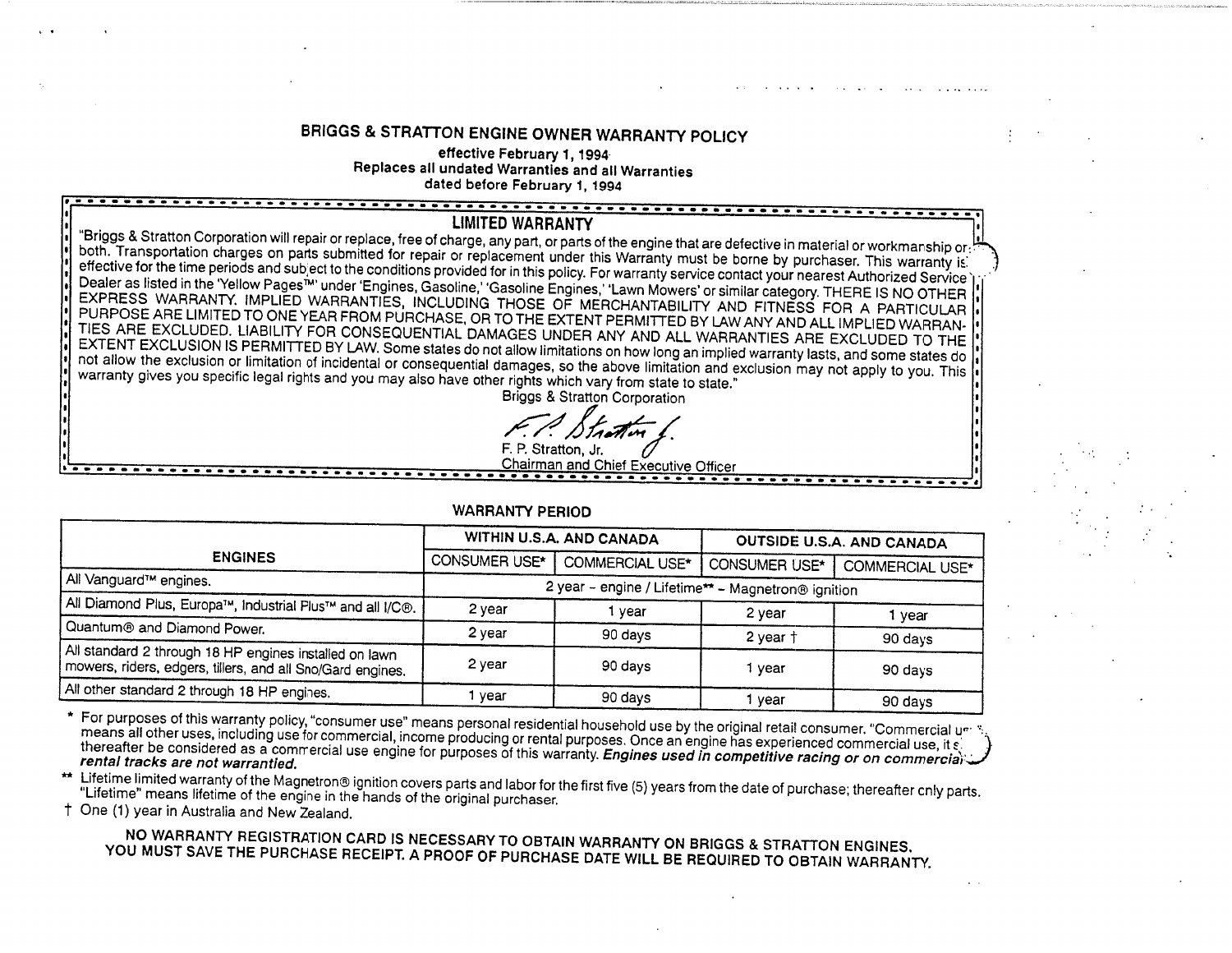## BRIGGS & STRATTON ENGINE OWNER WARRANTY POLICY

**effective February 1, 1994**
**Replaces all undated Warranties and all Warranties dated before February 1, 1994**

### LIMITED WARRANTY

"Briggs & Stratton Corporation will repair or replace, free of charge, any part, or parts of the engine that are defective in material or workmanship or both. Transportation charges on parts submitted for repair or replacement under this Warranty must be borne by purchaser. This warranty is effective for the time periods and subject to the conditions provided for in this policy. For warranty service contact your nearest Authorized Service Dealer as listed in the 'Yellow Pages™' under 'Engines, Gasoline,' 'Gasoline Engines,' 'Lawn Mowers' or similar category. THERE IS NO OTHER EXPRESS WARRANTY. IMPLIED WARRANTIES, INCLUDING THOSE OF MERCHANTABILITY AND FITNESS FOR A PARTICULAR PURPOSE ARE LIMITED TO ONE YEAR FROM PURCHASE, OR TO THE EXTENT PERMITTED BY LAW ANY AND ALL IMPLIED WARRANTIES ARE EXCLUDED. LIABILITY FOR CONSEQUENTIAL DAMAGES UNDER ANY AND ALL WARRANTIES ARE EXCLUDED TO THE EXTENT EXCLUSION IS PERMITTED BY LAW. Some states do not allow limitations on how long an implied warranty lasts, and some states do not allow the exclusion or limitation of incidental or consequential damages, so the above limitation and exclusion may not apply to you. This warranty gives you specific legal rights and you may also have other rights which vary from state to state."

Briggs & Stratton Corporation

F. P. Stratton, Jr.
Chairman and Chief Executive Officer

### WARRANTY PERIOD

| ENGINES | WITHIN U.S.A. AND CANADA | | OUTSIDE U.S.A. AND CANADA | |
|---|---|---|---|---|
| | CONSUMER USE* | COMMERCIAL USE* | CONSUMER USE* | COMMERCIAL USE* |
| All Vanguard™ engines. | 2 year - engine / Lifetime** - Magnetron® ignition | | | |
| All Diamond Plus, Europa™, Industrial Plus™ and all I/C®. | 2 year | 1 year | 2 year | 1 year |
| Quantum® and Diamond Power. | 2 year | 90 days | 2 year † | 90 days |
| All standard 2 through 18 HP engines installed on lawn mowers, riders, edgers, tillers, and all Sno/Gard engines. | 2 year | 90 days | 1 year | 90 days |
| All other standard 2 through 18 HP engines. | 1 year | 90 days | 1 year | 90 days |

\* For purposes of this warranty policy, "consumer use" means personal residential household use by the original retail consumer. "Commercial use" means all other uses, including use for commercial, income producing or rental purposes. Once an engine has experienced commercial use, it shall thereafter be considered as a commercial use engine for purposes of this warranty. ***Engines used in competitive racing or on commercial rental tracks are not warrantied.***

\*\* Lifetime limited warranty of the Magnetron® ignition covers parts and labor for the first five (5) years from the date of purchase; thereafter only parts. "Lifetime" means lifetime of the engine in the hands of the original purchaser.

† One (1) year in Australia and New Zealand.

**NO WARRANTY REGISTRATION CARD IS NECESSARY TO OBTAIN WARRANTY ON BRIGGS & STRATTON ENGINES. YOU MUST SAVE THE PURCHASE RECEIPT. A PROOF OF PURCHASE DATE WILL BE REQUIRED TO OBTAIN WARRANTY.**